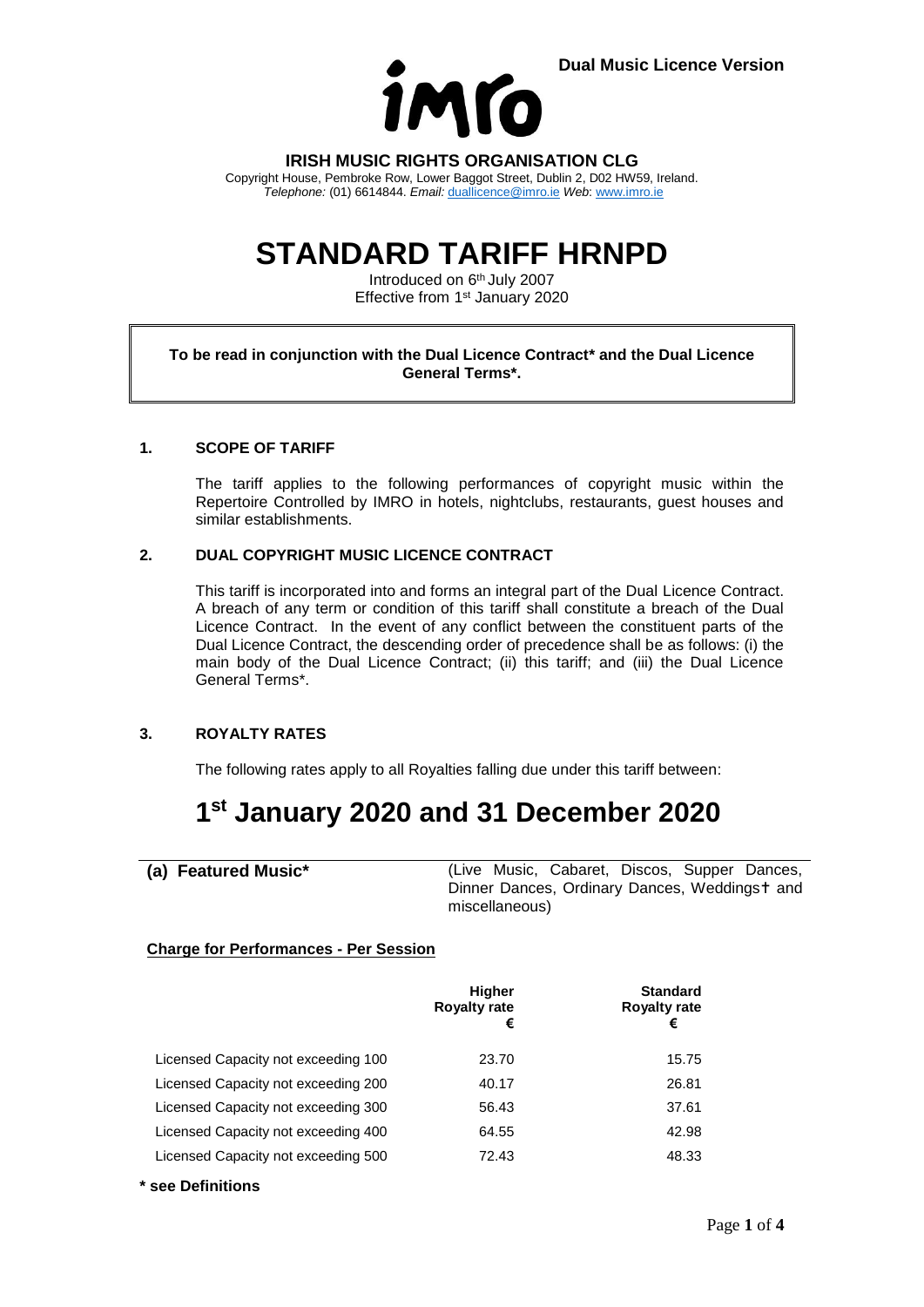Dual Music Licence Version

imro

**IRISH MUSIC RIGHTS ORGANISATION CLG**

Copyright House, Pembroke Row, Lower Baggot Street, Dublin 2, D02 HW59, Ireland.
*Telephone:* (01) 6614844. *Email:* duallicence@imro.ie *Web*: www.imro.ie

# STANDARD TARIFF HRNPD

Introduced on 6th July 2007
Effective from 1st January 2020

**To be read in conjunction with the Dual Licence Contract* and the Dual Licence General Terms*.**

## 1. SCOPE OF TARIFF

The tariff applies to the following performances of copyright music within the Repertoire Controlled by IMRO in hotels, nightclubs, restaurants, guest houses and similar establishments.

## 2. DUAL COPYRIGHT MUSIC LICENCE CONTRACT

This tariff is incorporated into and forms an integral part of the Dual Licence Contract. A breach of any term or condition of this tariff shall constitute a breach of the Dual Licence Contract. In the event of any conflict between the constituent parts of the Dual Licence Contract, the descending order of precedence shall be as follows: (i) the main body of the Dual Licence Contract; (ii) this tariff; and (iii) the Dual Licence General Terms*.

## 3. ROYALTY RATES

The following rates apply to all Royalties falling due under this tariff between:

# 1st January 2020 and 31 December 2020

**(a) Featured Music*** (Live Music, Cabaret, Discos, Supper Dances, Dinner Dances, Ordinary Dances, Weddings† and miscellaneous)

**Charge for Performances - Per Session**

| | Higher Royalty rate € | Standard Royalty rate € |
|---|---|---|
| Licensed Capacity not exceeding 100 | 23.70 | 15.75 |
| Licensed Capacity not exceeding 200 | 40.17 | 26.81 |
| Licensed Capacity not exceeding 300 | 56.43 | 37.61 |
| Licensed Capacity not exceeding 400 | 64.55 | 42.98 |
| Licensed Capacity not exceeding 500 | 72.43 | 48.33 |

**\* see Definitions**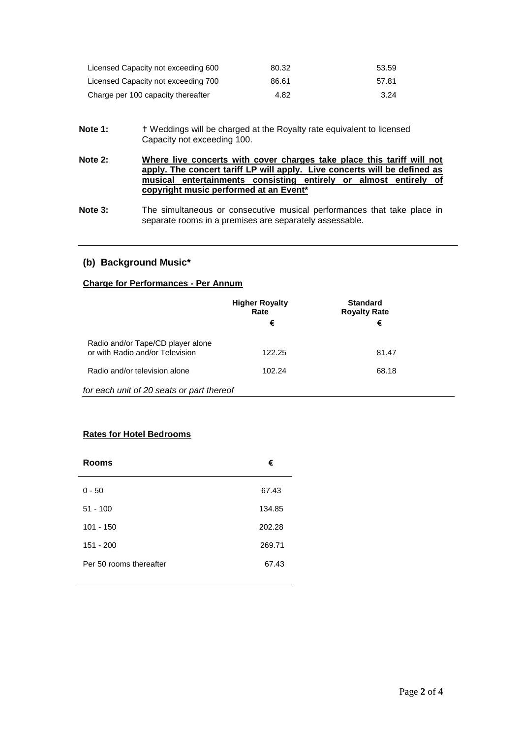| | | |
|---|---|---|
| Licensed Capacity not exceeding 600 | 80.32 | 53.59 |
| Licensed Capacity not exceeding 700 | 86.61 | 57.81 |
| Charge per 100 capacity thereafter | 4.82 | 3.24 |

**Note 1:** † Weddings will be charged at the Royalty rate equivalent to licensed Capacity not exceeding 100.

**Note 2:** **Where live concerts with cover charges take place this tariff will not apply. The concert tariff LP will apply. Live concerts will be defined as musical entertainments consisting entirely or almost entirely of copyright music performed at an Event***

**Note 3:** The simultaneous or consecutive musical performances that take place in separate rooms in a premises are separately assessable.

---

### (b) Background Music*

**Charge for Performances - Per Annum**

| | Higher Royalty Rate € | Standard Royalty Rate € |
|---|---|---|
| Radio and/or Tape/CD player alone or with Radio and/or Television | 122.25 | 81.47 |
| Radio and/or television alone | 102.24 | 68.18 |

*for each unit of 20 seats or part thereof*

**Rates for Hotel Bedrooms**

| Rooms | € |
|---|---|
| 0 - 50 | 67.43 |
| 51 - 100 | 134.85 |
| 101 - 150 | 202.28 |
| 151 - 200 | 269.71 |
| Per 50 rooms thereafter | 67.43 |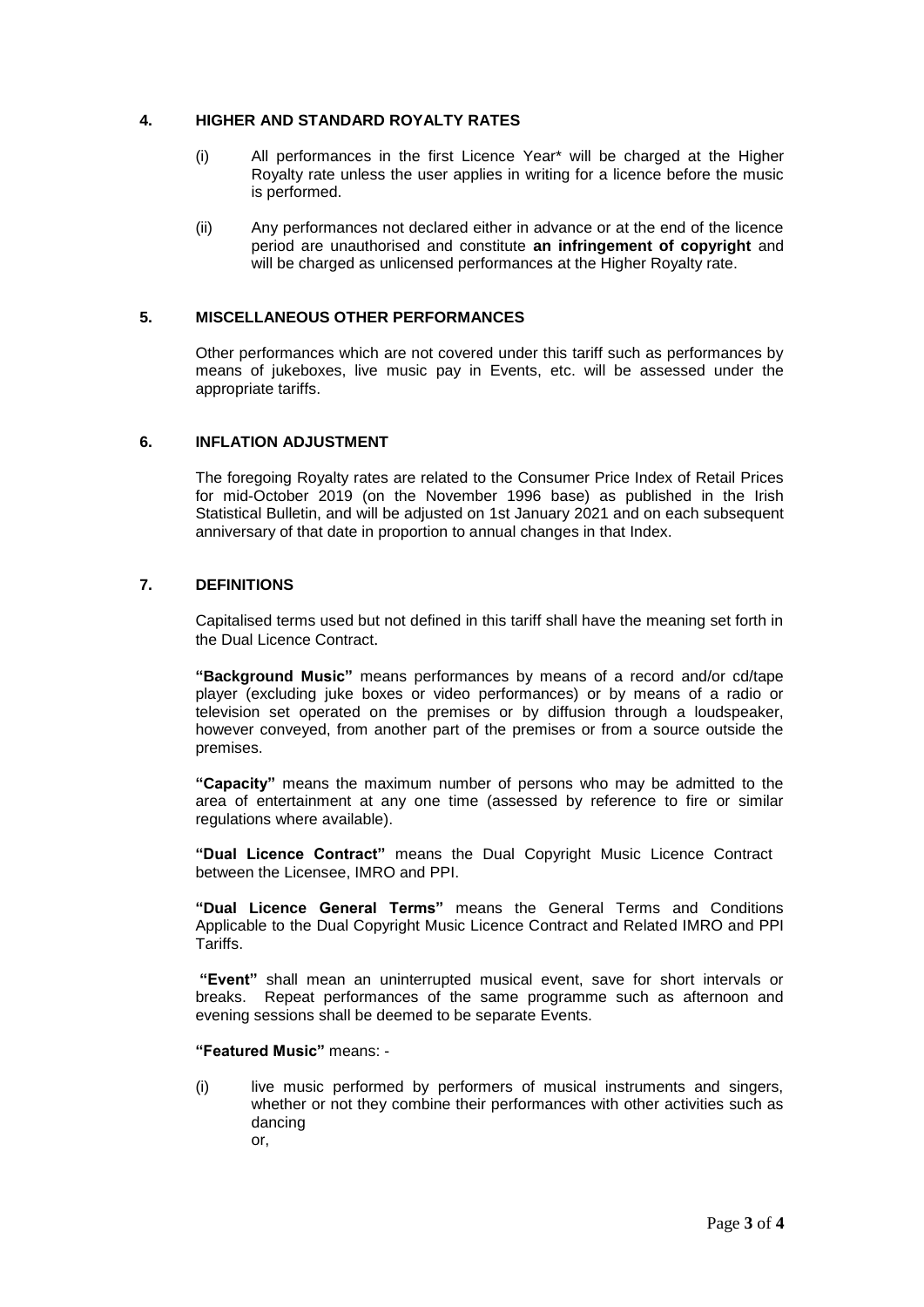## 4. HIGHER AND STANDARD ROYALTY RATES

(i) All performances in the first Licence Year* will be charged at the Higher Royalty rate unless the user applies in writing for a licence before the music is performed.

(ii) Any performances not declared either in advance or at the end of the licence period are unauthorised and constitute **an infringement of copyright** and will be charged as unlicensed performances at the Higher Royalty rate.

## 5. MISCELLANEOUS OTHER PERFORMANCES

Other performances which are not covered under this tariff such as performances by means of jukeboxes, live music pay in Events, etc. will be assessed under the appropriate tariffs.

## 6. INFLATION ADJUSTMENT

The foregoing Royalty rates are related to the Consumer Price Index of Retail Prices for mid-October 2019 (on the November 1996 base) as published in the Irish Statistical Bulletin, and will be adjusted on 1st January 2021 and on each subsequent anniversary of that date in proportion to annual changes in that Index.

## 7. DEFINITIONS

Capitalised terms used but not defined in this tariff shall have the meaning set forth in the Dual Licence Contract.

**"Background Music"** means performances by means of a record and/or cd/tape player (excluding juke boxes or video performances) or by means of a radio or television set operated on the premises or by diffusion through a loudspeaker, however conveyed, from another part of the premises or from a source outside the premises.

**"Capacity"** means the maximum number of persons who may be admitted to the area of entertainment at any one time (assessed by reference to fire or similar regulations where available).

**"Dual Licence Contract"** means the Dual Copyright Music Licence Contract between the Licensee, IMRO and PPI.

**"Dual Licence General Terms"** means the General Terms and Conditions Applicable to the Dual Copyright Music Licence Contract and Related IMRO and PPI Tariffs.

**"Event"** shall mean an uninterrupted musical event, save for short intervals or breaks. Repeat performances of the same programme such as afternoon and evening sessions shall be deemed to be separate Events.

**"Featured Music"** means: -

(i) live music performed by performers of musical instruments and singers, whether or not they combine their performances with other activities such as dancing
or,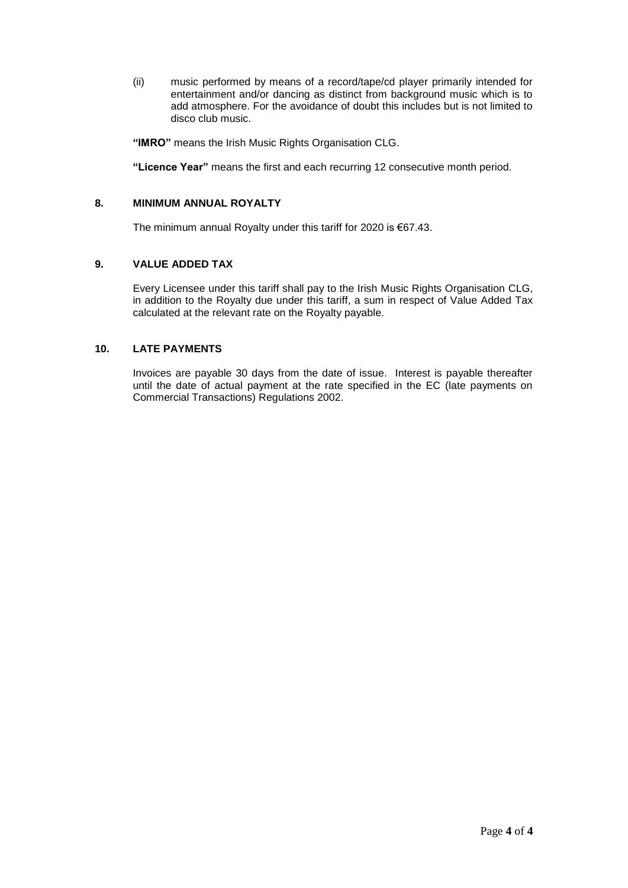(ii) music performed by means of a record/tape/cd player primarily intended for entertainment and/or dancing as distinct from background music which is to add atmosphere. For the avoidance of doubt this includes but is not limited to disco club music.

**"IMRO"** means the Irish Music Rights Organisation CLG.

**"Licence Year"** means the first and each recurring 12 consecutive month period.

## 8. MINIMUM ANNUAL ROYALTY

The minimum annual Royalty under this tariff for 2020 is €67.43.

## 9. VALUE ADDED TAX

Every Licensee under this tariff shall pay to the Irish Music Rights Organisation CLG, in addition to the Royalty due under this tariff, a sum in respect of Value Added Tax calculated at the relevant rate on the Royalty payable.

## 10. LATE PAYMENTS

Invoices are payable 30 days from the date of issue. Interest is payable thereafter until the date of actual payment at the rate specified in the EC (late payments on Commercial Transactions) Regulations 2002.